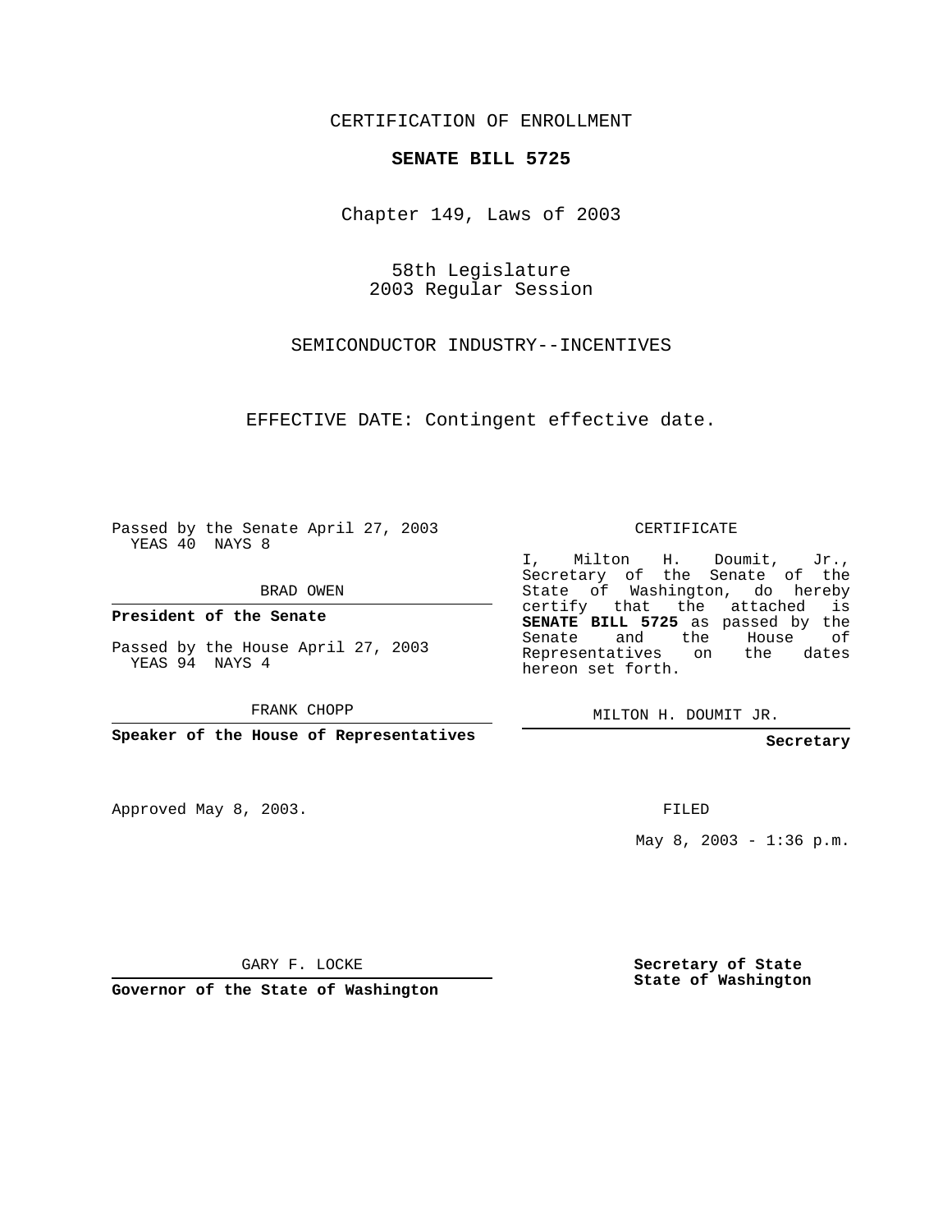CERTIFICATION OF ENROLLMENT

**SENATE BILL 5725**

Chapter 149, Laws of 2003

58th Legislature
2003 Regular Session

SEMICONDUCTOR INDUSTRY--INCENTIVES

EFFECTIVE DATE: Contingent effective date.

Passed by the Senate April 27, 2003
YEAS 40 NAYS 8

BRAD OWEN

**President of the Senate**

Passed by the House April 27, 2003
YEAS 94 NAYS 4

FRANK CHOPP

**Speaker of the House of Representatives**

CERTIFICATE

I, Milton H. Doumit, Jr., Secretary of the Senate of the State of Washington, do hereby certify that the attached is **SENATE BILL 5725** as passed by the Senate and the House of Representatives on the dates hereon set forth.

MILTON H. DOUMIT JR.

**Secretary**

Approved May 8, 2003.

FILED

May 8, 2003 - 1:36 p.m.

GARY F. LOCKE

**Governor of the State of Washington**

**Secretary of State**
**State of Washington**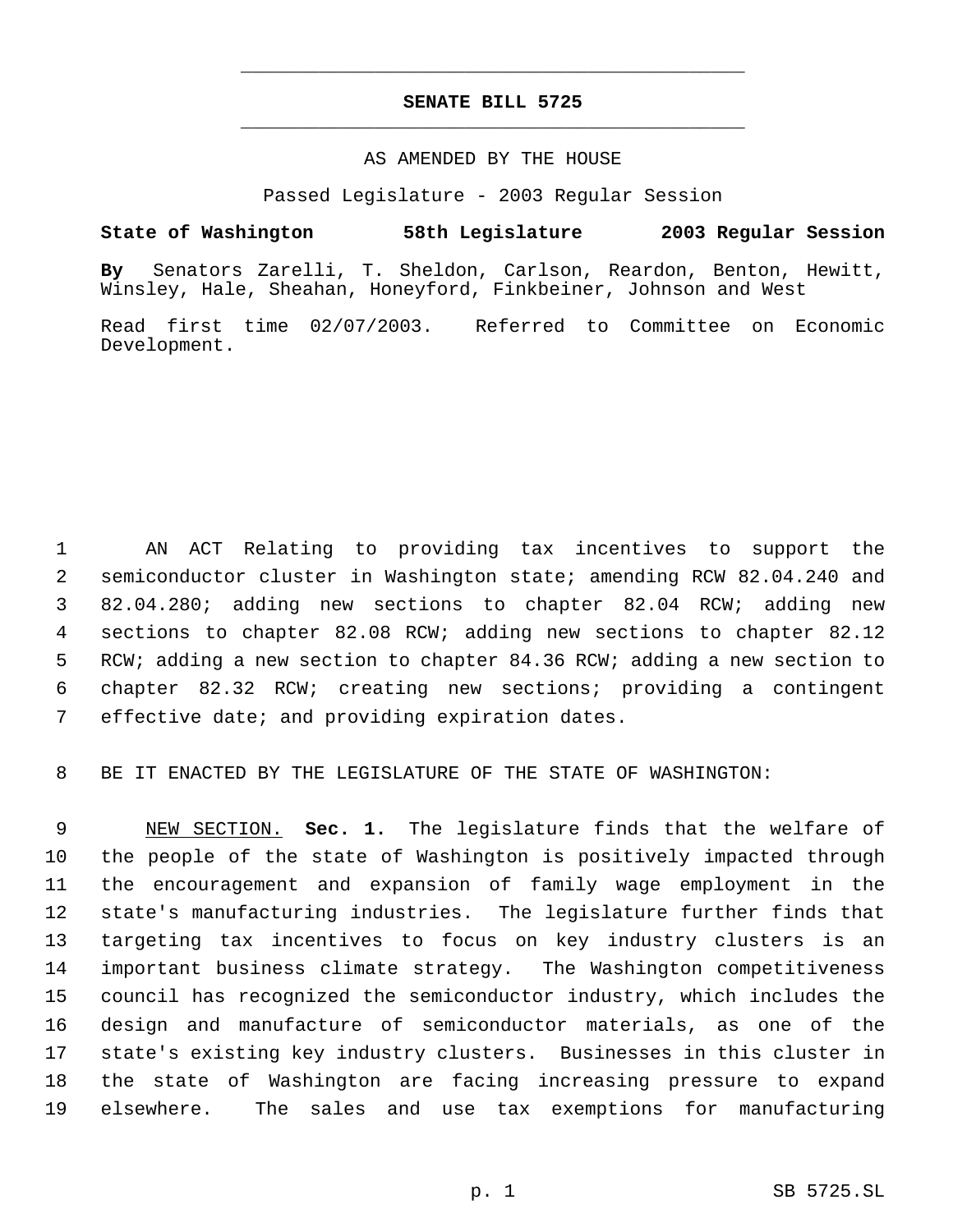# SENATE BILL 5725

AS AMENDED BY THE HOUSE

Passed Legislature - 2003 Regular Session

**State of Washington 58th Legislature 2003 Regular Session**

**By** Senators Zarelli, T. Sheldon, Carlson, Reardon, Benton, Hewitt, Winsley, Hale, Sheahan, Honeyford, Finkbeiner, Johnson and West

Read first time 02/07/2003. Referred to Committee on Economic Development.

AN ACT Relating to providing tax incentives to support the semiconductor cluster in Washington state; amending RCW 82.04.240 and 82.04.280; adding new sections to chapter 82.04 RCW; adding new sections to chapter 82.08 RCW; adding new sections to chapter 82.12 RCW; adding a new section to chapter 84.36 RCW; adding a new section to chapter 82.32 RCW; creating new sections; providing a contingent effective date; and providing expiration dates.

BE IT ENACTED BY THE LEGISLATURE OF THE STATE OF WASHINGTON:

NEW SECTION. **Sec. 1.** The legislature finds that the welfare of the people of the state of Washington is positively impacted through the encouragement and expansion of family wage employment in the state's manufacturing industries. The legislature further finds that targeting tax incentives to focus on key industry clusters is an important business climate strategy. The Washington competitiveness council has recognized the semiconductor industry, which includes the design and manufacture of semiconductor materials, as one of the state's existing key industry clusters. Businesses in this cluster in the state of Washington are facing increasing pressure to expand elsewhere. The sales and use tax exemptions for manufacturing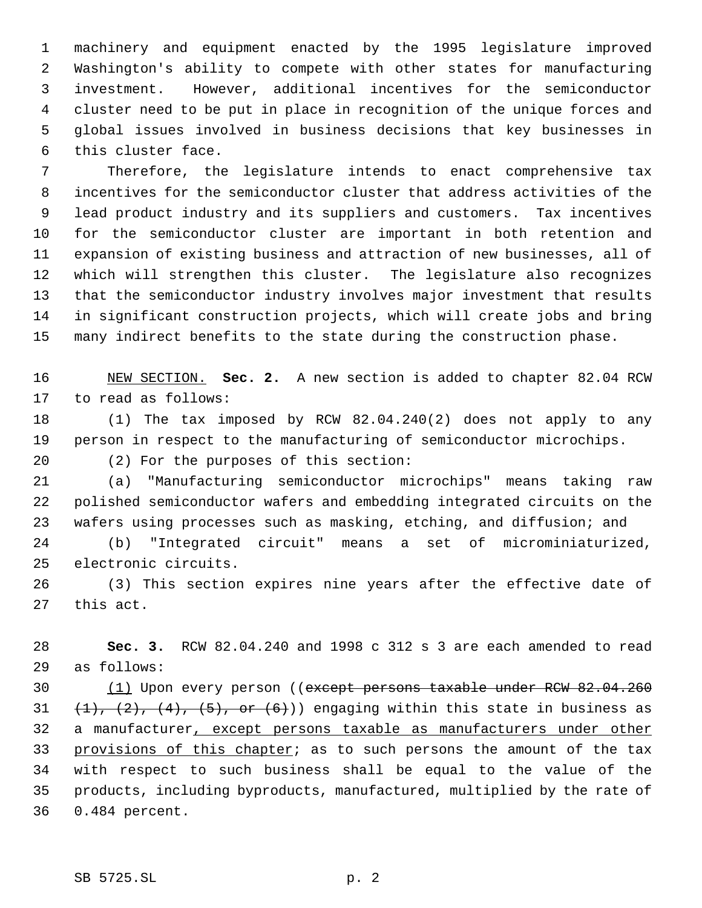machinery and equipment enacted by the 1995 legislature improved Washington's ability to compete with other states for manufacturing investment. However, additional incentives for the semiconductor cluster need to be put in place in recognition of the unique forces and global issues involved in business decisions that key businesses in this cluster face.

Therefore, the legislature intends to enact comprehensive tax incentives for the semiconductor cluster that address activities of the lead product industry and its suppliers and customers. Tax incentives for the semiconductor cluster are important in both retention and expansion of existing business and attraction of new businesses, all of which will strengthen this cluster. The legislature also recognizes that the semiconductor industry involves major investment that results in significant construction projects, which will create jobs and bring many indirect benefits to the state during the construction phase.

NEW SECTION. **Sec. 2.** A new section is added to chapter 82.04 RCW to read as follows:

(1) The tax imposed by RCW 82.04.240(2) does not apply to any person in respect to the manufacturing of semiconductor microchips.

(2) For the purposes of this section:

(a) "Manufacturing semiconductor microchips" means taking raw polished semiconductor wafers and embedding integrated circuits on the wafers using processes such as masking, etching, and diffusion; and

(b) "Integrated circuit" means a set of microminiaturized, electronic circuits.

(3) This section expires nine years after the effective date of this act.

**Sec. 3.** RCW 82.04.240 and 1998 c 312 s 3 are each amended to read as follows:

(1) Upon every person ((~~except persons taxable under RCW 82.04.260 (1), (2), (4), (5), or (6)~~)) engaging within this state in business as a manufacturer, except persons taxable as manufacturers under other provisions of this chapter; as to such persons the amount of the tax with respect to such business shall be equal to the value of the products, including byproducts, manufactured, multiplied by the rate of 0.484 percent.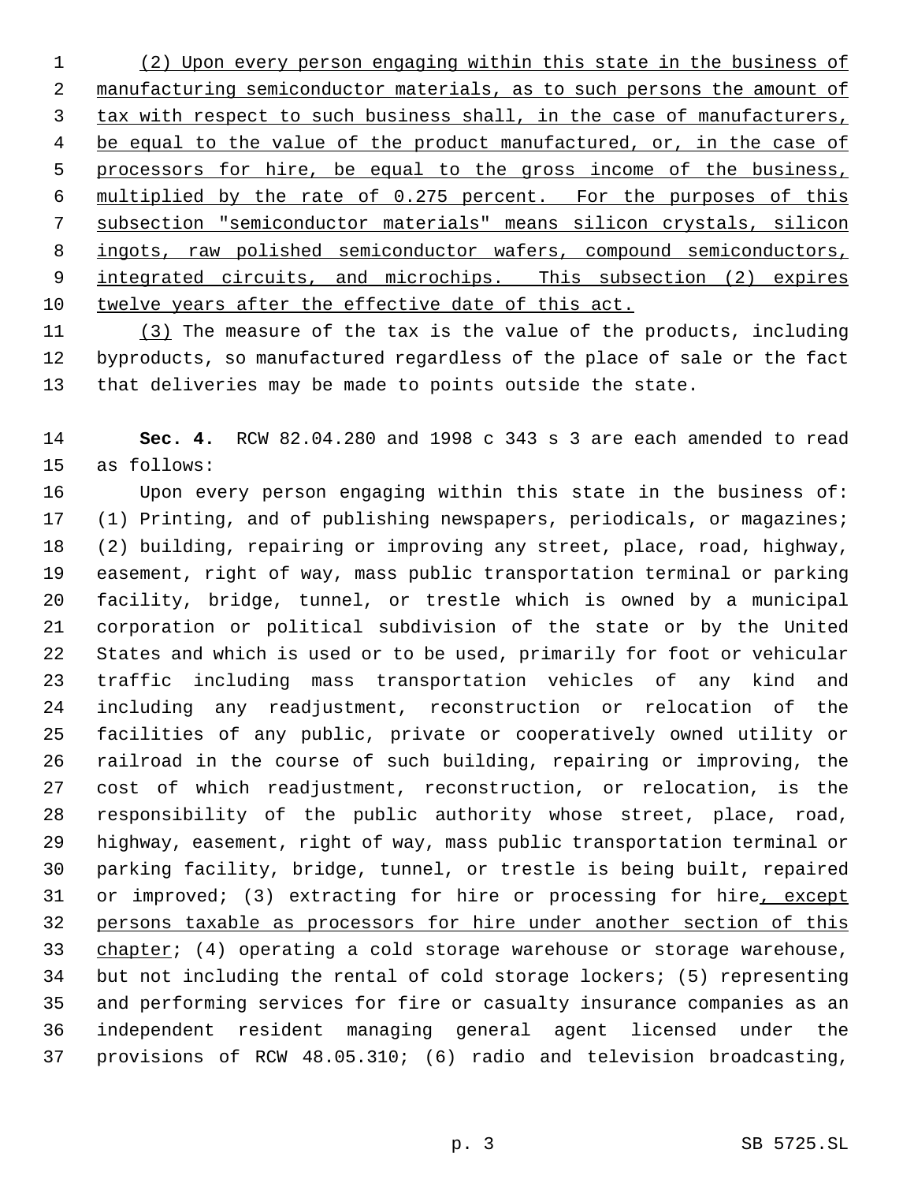(2) Upon every person engaging within this state in the business of manufacturing semiconductor materials, as to such persons the amount of tax with respect to such business shall, in the case of manufacturers, be equal to the value of the product manufactured, or, in the case of processors for hire, be equal to the gross income of the business, multiplied by the rate of 0.275 percent. For the purposes of this subsection "semiconductor materials" means silicon crystals, silicon ingots, raw polished semiconductor wafers, compound semiconductors, integrated circuits, and microchips. This subsection (2) expires twelve years after the effective date of this act.

(3) The measure of the tax is the value of the products, including byproducts, so manufactured regardless of the place of sale or the fact that deliveries may be made to points outside the state.

**Sec. 4.** RCW 82.04.280 and 1998 c 343 s 3 are each amended to read as follows:

Upon every person engaging within this state in the business of: (1) Printing, and of publishing newspapers, periodicals, or magazines; (2) building, repairing or improving any street, place, road, highway, easement, right of way, mass public transportation terminal or parking facility, bridge, tunnel, or trestle which is owned by a municipal corporation or political subdivision of the state or by the United States and which is used or to be used, primarily for foot or vehicular traffic including mass transportation vehicles of any kind and including any readjustment, reconstruction or relocation of the facilities of any public, private or cooperatively owned utility or railroad in the course of such building, repairing or improving, the cost of which readjustment, reconstruction, or relocation, is the responsibility of the public authority whose street, place, road, highway, easement, right of way, mass public transportation terminal or parking facility, bridge, tunnel, or trestle is being built, repaired or improved; (3) extracting for hire or processing for hire, except persons taxable as processors for hire under another section of this chapter; (4) operating a cold storage warehouse or storage warehouse, but not including the rental of cold storage lockers; (5) representing and performing services for fire or casualty insurance companies as an independent resident managing general agent licensed under the provisions of RCW 48.05.310; (6) radio and television broadcasting,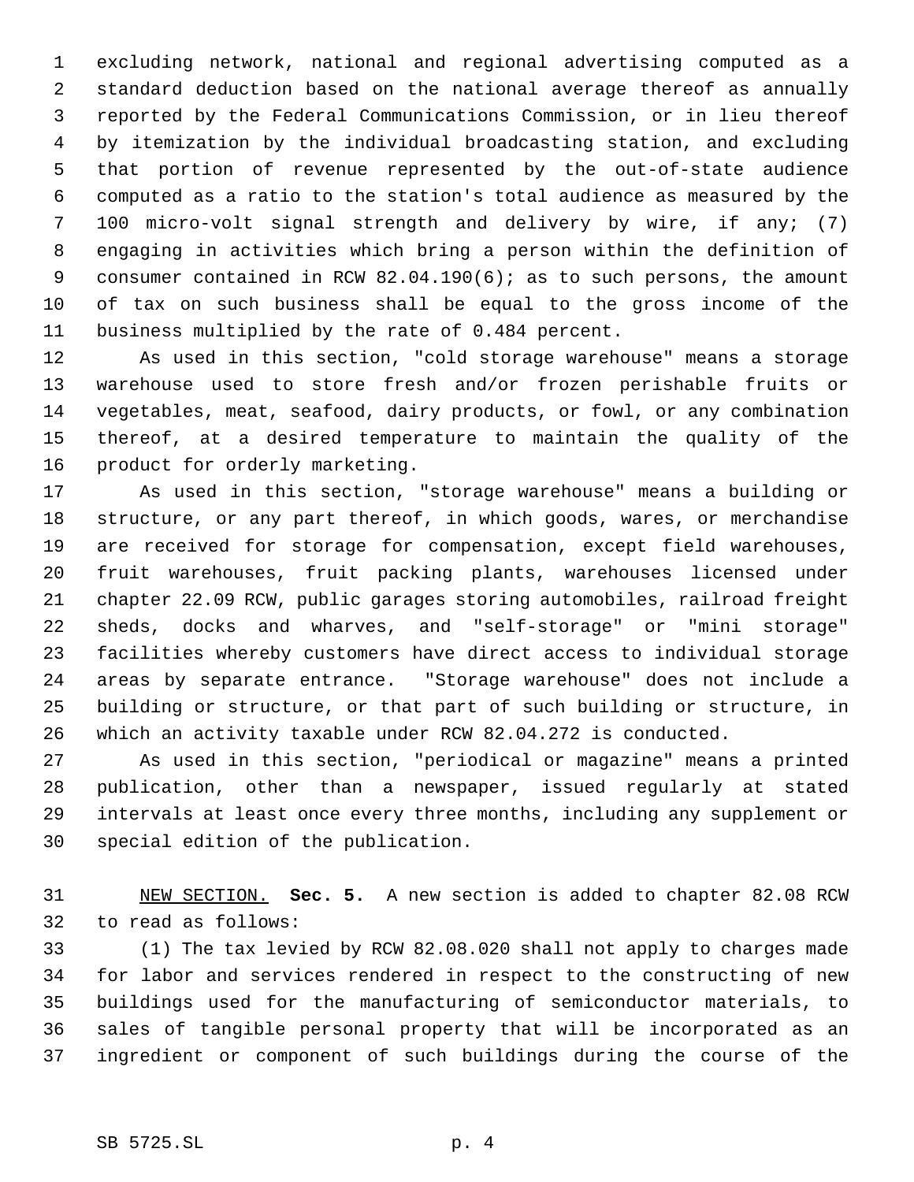excluding network, national and regional advertising computed as a standard deduction based on the national average thereof as annually reported by the Federal Communications Commission, or in lieu thereof by itemization by the individual broadcasting station, and excluding that portion of revenue represented by the out-of-state audience computed as a ratio to the station's total audience as measured by the 100 micro-volt signal strength and delivery by wire, if any; (7) engaging in activities which bring a person within the definition of consumer contained in RCW 82.04.190(6); as to such persons, the amount of tax on such business shall be equal to the gross income of the business multiplied by the rate of 0.484 percent.

As used in this section, "cold storage warehouse" means a storage warehouse used to store fresh and/or frozen perishable fruits or vegetables, meat, seafood, dairy products, or fowl, or any combination thereof, at a desired temperature to maintain the quality of the product for orderly marketing.

As used in this section, "storage warehouse" means a building or structure, or any part thereof, in which goods, wares, or merchandise are received for storage for compensation, except field warehouses, fruit warehouses, fruit packing plants, warehouses licensed under chapter 22.09 RCW, public garages storing automobiles, railroad freight sheds, docks and wharves, and "self-storage" or "mini storage" facilities whereby customers have direct access to individual storage areas by separate entrance. "Storage warehouse" does not include a building or structure, or that part of such building or structure, in which an activity taxable under RCW 82.04.272 is conducted.

As used in this section, "periodical or magazine" means a printed publication, other than a newspaper, issued regularly at stated intervals at least once every three months, including any supplement or special edition of the publication.

NEW SECTION. **Sec. 5.** A new section is added to chapter 82.08 RCW to read as follows:

(1) The tax levied by RCW 82.08.020 shall not apply to charges made for labor and services rendered in respect to the constructing of new buildings used for the manufacturing of semiconductor materials, to sales of tangible personal property that will be incorporated as an ingredient or component of such buildings during the course of the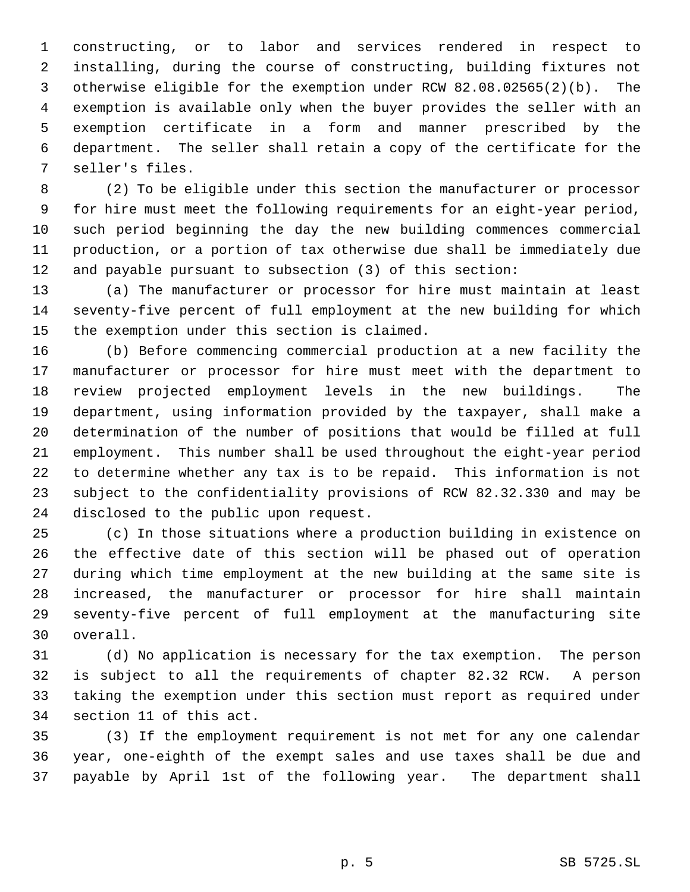constructing, or to labor and services rendered in respect to installing, during the course of constructing, building fixtures not otherwise eligible for the exemption under RCW 82.08.02565(2)(b). The exemption is available only when the buyer provides the seller with an exemption certificate in a form and manner prescribed by the department. The seller shall retain a copy of the certificate for the seller's files.

(2) To be eligible under this section the manufacturer or processor for hire must meet the following requirements for an eight-year period, such period beginning the day the new building commences commercial production, or a portion of tax otherwise due shall be immediately due and payable pursuant to subsection (3) of this section:

(a) The manufacturer or processor for hire must maintain at least seventy-five percent of full employment at the new building for which the exemption under this section is claimed.

(b) Before commencing commercial production at a new facility the manufacturer or processor for hire must meet with the department to review projected employment levels in the new buildings. The department, using information provided by the taxpayer, shall make a determination of the number of positions that would be filled at full employment. This number shall be used throughout the eight-year period to determine whether any tax is to be repaid. This information is not subject to the confidentiality provisions of RCW 82.32.330 and may be disclosed to the public upon request.

(c) In those situations where a production building in existence on the effective date of this section will be phased out of operation during which time employment at the new building at the same site is increased, the manufacturer or processor for hire shall maintain seventy-five percent of full employment at the manufacturing site overall.

(d) No application is necessary for the tax exemption. The person is subject to all the requirements of chapter 82.32 RCW. A person taking the exemption under this section must report as required under section 11 of this act.

(3) If the employment requirement is not met for any one calendar year, one-eighth of the exempt sales and use taxes shall be due and payable by April 1st of the following year. The department shall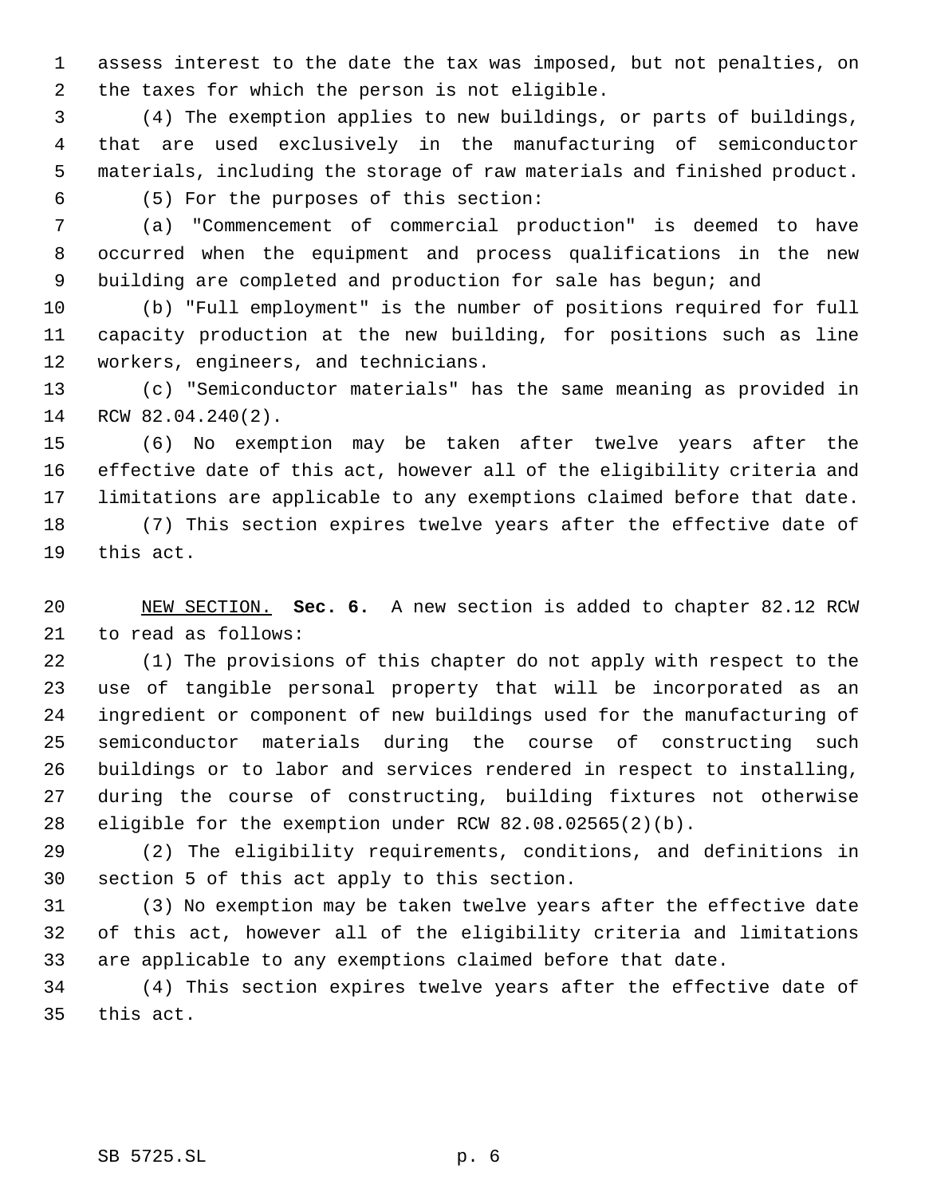assess interest to the date the tax was imposed, but not penalties, on the taxes for which the person is not eligible.

(4) The exemption applies to new buildings, or parts of buildings, that are used exclusively in the manufacturing of semiconductor materials, including the storage of raw materials and finished product.

(5) For the purposes of this section:

(a) "Commencement of commercial production" is deemed to have occurred when the equipment and process qualifications in the new building are completed and production for sale has begun; and

(b) "Full employment" is the number of positions required for full capacity production at the new building, for positions such as line workers, engineers, and technicians.

(c) "Semiconductor materials" has the same meaning as provided in RCW 82.04.240(2).

(6) No exemption may be taken after twelve years after the effective date of this act, however all of the eligibility criteria and limitations are applicable to any exemptions claimed before that date.

(7) This section expires twelve years after the effective date of this act.

NEW SECTION. **Sec. 6.** A new section is added to chapter 82.12 RCW to read as follows:

(1) The provisions of this chapter do not apply with respect to the use of tangible personal property that will be incorporated as an ingredient or component of new buildings used for the manufacturing of semiconductor materials during the course of constructing such buildings or to labor and services rendered in respect to installing, during the course of constructing, building fixtures not otherwise eligible for the exemption under RCW 82.08.02565(2)(b).

(2) The eligibility requirements, conditions, and definitions in section 5 of this act apply to this section.

(3) No exemption may be taken twelve years after the effective date of this act, however all of the eligibility criteria and limitations are applicable to any exemptions claimed before that date.

(4) This section expires twelve years after the effective date of this act.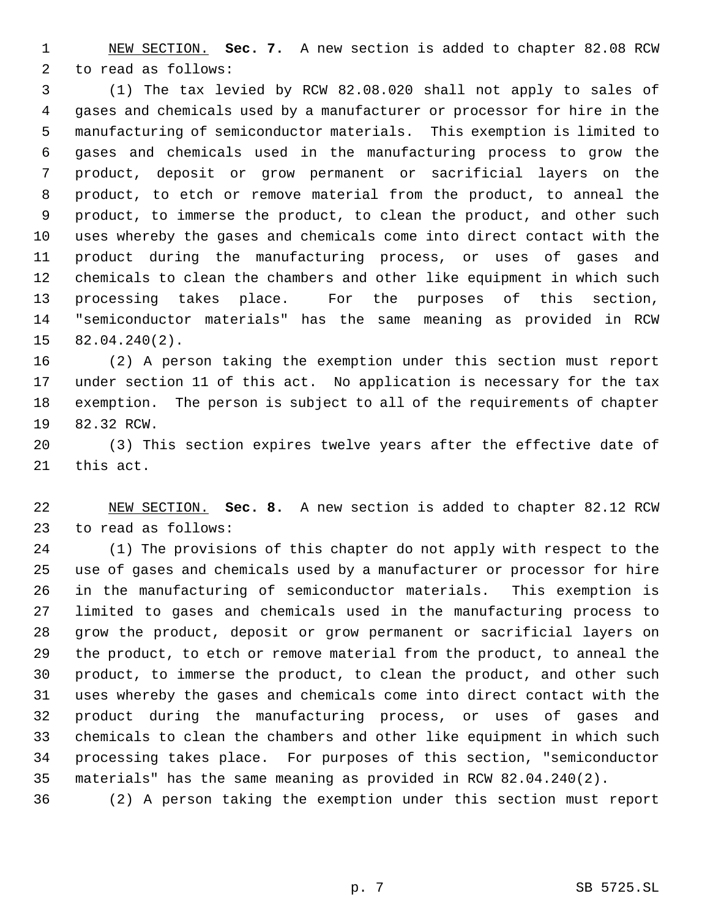NEW SECTION. **Sec. 7.** A new section is added to chapter 82.08 RCW to read as follows:

(1) The tax levied by RCW 82.08.020 shall not apply to sales of gases and chemicals used by a manufacturer or processor for hire in the manufacturing of semiconductor materials. This exemption is limited to gases and chemicals used in the manufacturing process to grow the product, deposit or grow permanent or sacrificial layers on the product, to etch or remove material from the product, to anneal the product, to immerse the product, to clean the product, and other such uses whereby the gases and chemicals come into direct contact with the product during the manufacturing process, or uses of gases and chemicals to clean the chambers and other like equipment in which such processing takes place. For the purposes of this section, "semiconductor materials" has the same meaning as provided in RCW 82.04.240(2).

(2) A person taking the exemption under this section must report under section 11 of this act. No application is necessary for the tax exemption. The person is subject to all of the requirements of chapter 82.32 RCW.

(3) This section expires twelve years after the effective date of this act.

NEW SECTION. **Sec. 8.** A new section is added to chapter 82.12 RCW to read as follows:

(1) The provisions of this chapter do not apply with respect to the use of gases and chemicals used by a manufacturer or processor for hire in the manufacturing of semiconductor materials. This exemption is limited to gases and chemicals used in the manufacturing process to grow the product, deposit or grow permanent or sacrificial layers on the product, to etch or remove material from the product, to anneal the product, to immerse the product, to clean the product, and other such uses whereby the gases and chemicals come into direct contact with the product during the manufacturing process, or uses of gases and chemicals to clean the chambers and other like equipment in which such processing takes place. For purposes of this section, "semiconductor materials" has the same meaning as provided in RCW 82.04.240(2).

(2) A person taking the exemption under this section must report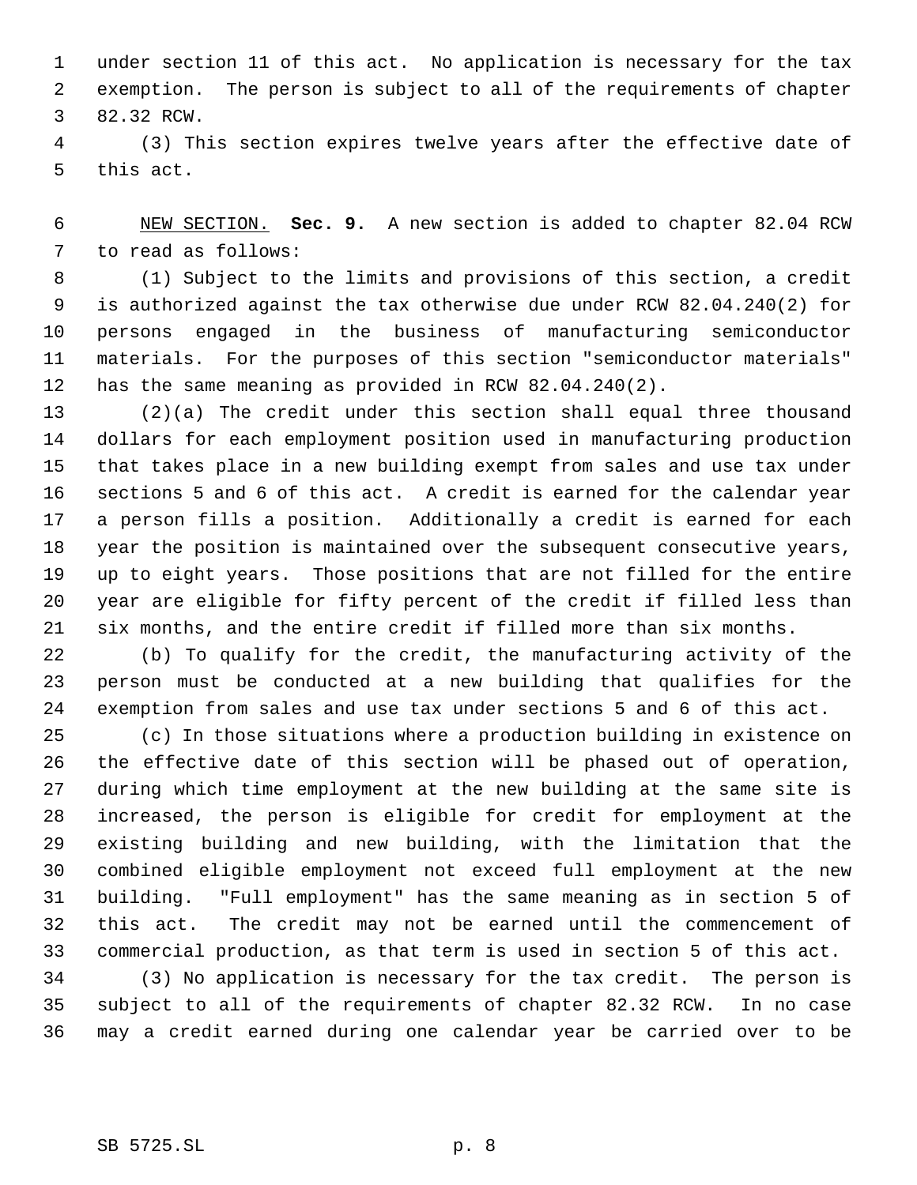under section 11 of this act. No application is necessary for the tax exemption. The person is subject to all of the requirements of chapter 82.32 RCW.

(3) This section expires twelve years after the effective date of this act.

NEW SECTION. **Sec. 9.** A new section is added to chapter 82.04 RCW to read as follows:

(1) Subject to the limits and provisions of this section, a credit is authorized against the tax otherwise due under RCW 82.04.240(2) for persons engaged in the business of manufacturing semiconductor materials. For the purposes of this section "semiconductor materials" has the same meaning as provided in RCW 82.04.240(2).

(2)(a) The credit under this section shall equal three thousand dollars for each employment position used in manufacturing production that takes place in a new building exempt from sales and use tax under sections 5 and 6 of this act. A credit is earned for the calendar year a person fills a position. Additionally a credit is earned for each year the position is maintained over the subsequent consecutive years, up to eight years. Those positions that are not filled for the entire year are eligible for fifty percent of the credit if filled less than six months, and the entire credit if filled more than six months.

(b) To qualify for the credit, the manufacturing activity of the person must be conducted at a new building that qualifies for the exemption from sales and use tax under sections 5 and 6 of this act.

(c) In those situations where a production building in existence on the effective date of this section will be phased out of operation, during which time employment at the new building at the same site is increased, the person is eligible for credit for employment at the existing building and new building, with the limitation that the combined eligible employment not exceed full employment at the new building. "Full employment" has the same meaning as in section 5 of this act. The credit may not be earned until the commencement of commercial production, as that term is used in section 5 of this act.

(3) No application is necessary for the tax credit. The person is subject to all of the requirements of chapter 82.32 RCW. In no case may a credit earned during one calendar year be carried over to be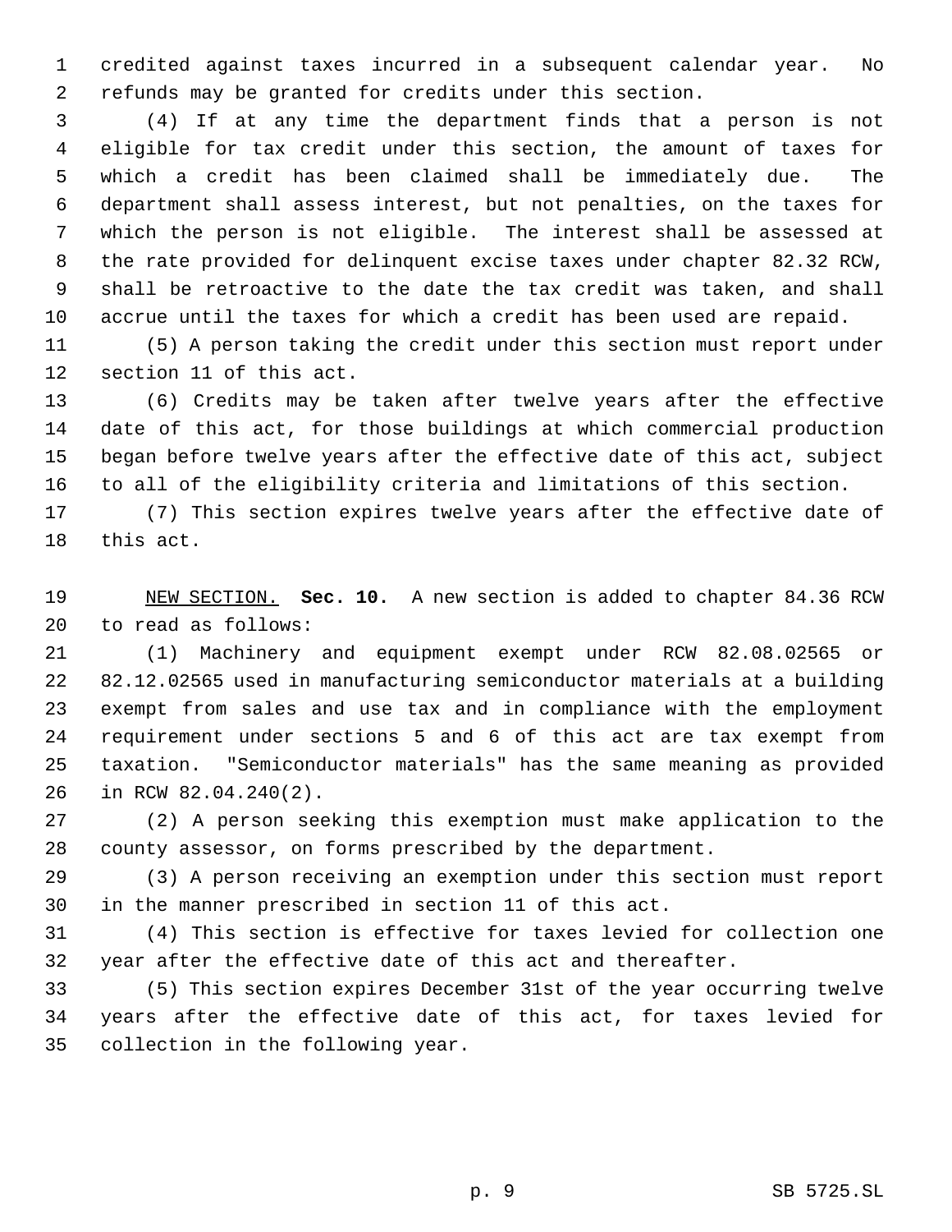credited against taxes incurred in a subsequent calendar year. No refunds may be granted for credits under this section.

(4) If at any time the department finds that a person is not eligible for tax credit under this section, the amount of taxes for which a credit has been claimed shall be immediately due. The department shall assess interest, but not penalties, on the taxes for which the person is not eligible. The interest shall be assessed at the rate provided for delinquent excise taxes under chapter 82.32 RCW, shall be retroactive to the date the tax credit was taken, and shall accrue until the taxes for which a credit has been used are repaid.

(5) A person taking the credit under this section must report under section 11 of this act.

(6) Credits may be taken after twelve years after the effective date of this act, for those buildings at which commercial production began before twelve years after the effective date of this act, subject to all of the eligibility criteria and limitations of this section.

(7) This section expires twelve years after the effective date of this act.

NEW SECTION. **Sec. 10.** A new section is added to chapter 84.36 RCW to read as follows:

(1) Machinery and equipment exempt under RCW 82.08.02565 or 82.12.02565 used in manufacturing semiconductor materials at a building exempt from sales and use tax and in compliance with the employment requirement under sections 5 and 6 of this act are tax exempt from taxation. "Semiconductor materials" has the same meaning as provided in RCW 82.04.240(2).

(2) A person seeking this exemption must make application to the county assessor, on forms prescribed by the department.

(3) A person receiving an exemption under this section must report in the manner prescribed in section 11 of this act.

(4) This section is effective for taxes levied for collection one year after the effective date of this act and thereafter.

(5) This section expires December 31st of the year occurring twelve years after the effective date of this act, for taxes levied for collection in the following year.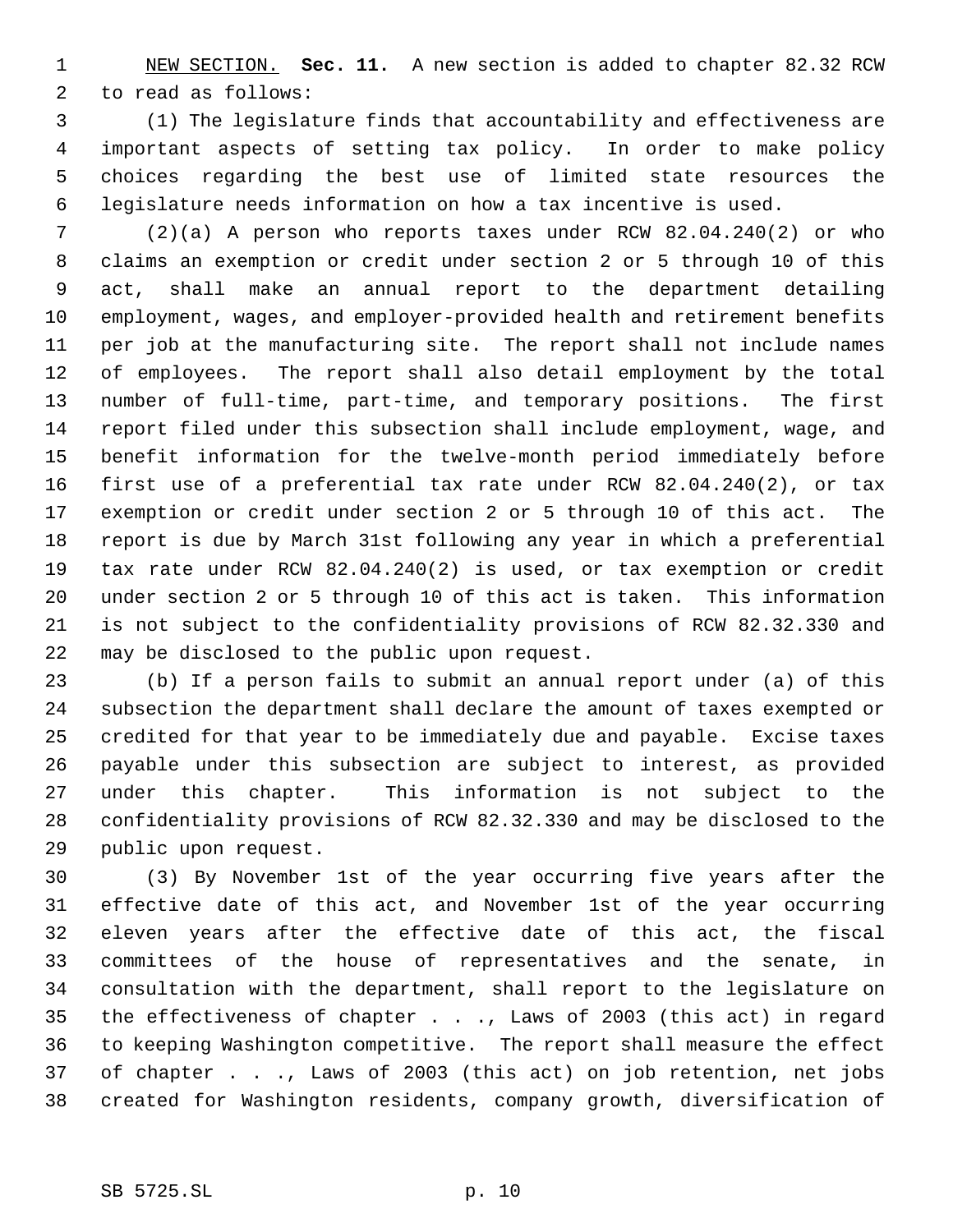NEW SECTION. **Sec. 11.** A new section is added to chapter 82.32 RCW to read as follows:

(1) The legislature finds that accountability and effectiveness are important aspects of setting tax policy. In order to make policy choices regarding the best use of limited state resources the legislature needs information on how a tax incentive is used.

(2)(a) A person who reports taxes under RCW 82.04.240(2) or who claims an exemption or credit under section 2 or 5 through 10 of this act, shall make an annual report to the department detailing employment, wages, and employer-provided health and retirement benefits per job at the manufacturing site. The report shall not include names of employees. The report shall also detail employment by the total number of full-time, part-time, and temporary positions. The first report filed under this subsection shall include employment, wage, and benefit information for the twelve-month period immediately before first use of a preferential tax rate under RCW 82.04.240(2), or tax exemption or credit under section 2 or 5 through 10 of this act. The report is due by March 31st following any year in which a preferential tax rate under RCW 82.04.240(2) is used, or tax exemption or credit under section 2 or 5 through 10 of this act is taken. This information is not subject to the confidentiality provisions of RCW 82.32.330 and may be disclosed to the public upon request.

(b) If a person fails to submit an annual report under (a) of this subsection the department shall declare the amount of taxes exempted or credited for that year to be immediately due and payable. Excise taxes payable under this subsection are subject to interest, as provided under this chapter. This information is not subject to the confidentiality provisions of RCW 82.32.330 and may be disclosed to the public upon request.

(3) By November 1st of the year occurring five years after the effective date of this act, and November 1st of the year occurring eleven years after the effective date of this act, the fiscal committees of the house of representatives and the senate, in consultation with the department, shall report to the legislature on the effectiveness of chapter . . ., Laws of 2003 (this act) in regard to keeping Washington competitive. The report shall measure the effect of chapter . . ., Laws of 2003 (this act) on job retention, net jobs created for Washington residents, company growth, diversification of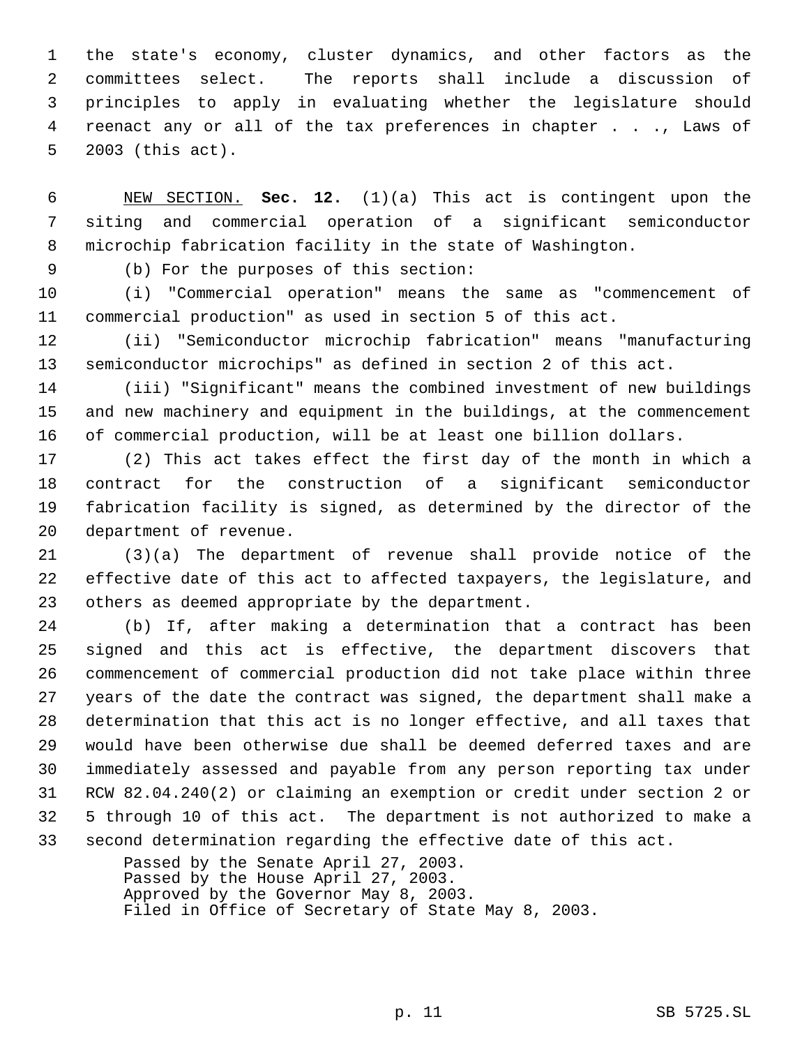the state's economy, cluster dynamics, and other factors as the committees select. The reports shall include a discussion of principles to apply in evaluating whether the legislature should reenact any or all of the tax preferences in chapter . . ., Laws of 2003 (this act).

NEW SECTION. **Sec. 12.** (1)(a) This act is contingent upon the siting and commercial operation of a significant semiconductor microchip fabrication facility in the state of Washington.

(b) For the purposes of this section:

(i) "Commercial operation" means the same as "commencement of commercial production" as used in section 5 of this act.

(ii) "Semiconductor microchip fabrication" means "manufacturing semiconductor microchips" as defined in section 2 of this act.

(iii) "Significant" means the combined investment of new buildings and new machinery and equipment in the buildings, at the commencement of commercial production, will be at least one billion dollars.

(2) This act takes effect the first day of the month in which a contract for the construction of a significant semiconductor fabrication facility is signed, as determined by the director of the department of revenue.

(3)(a) The department of revenue shall provide notice of the effective date of this act to affected taxpayers, the legislature, and others as deemed appropriate by the department.

(b) If, after making a determination that a contract has been signed and this act is effective, the department discovers that commencement of commercial production did not take place within three years of the date the contract was signed, the department shall make a determination that this act is no longer effective, and all taxes that would have been otherwise due shall be deemed deferred taxes and are immediately assessed and payable from any person reporting tax under RCW 82.04.240(2) or claiming an exemption or credit under section 2 or 5 through 10 of this act. The department is not authorized to make a second determination regarding the effective date of this act.

Passed by the Senate April 27, 2003.
Passed by the House April 27, 2003.
Approved by the Governor May 8, 2003.
Filed in Office of Secretary of State May 8, 2003.